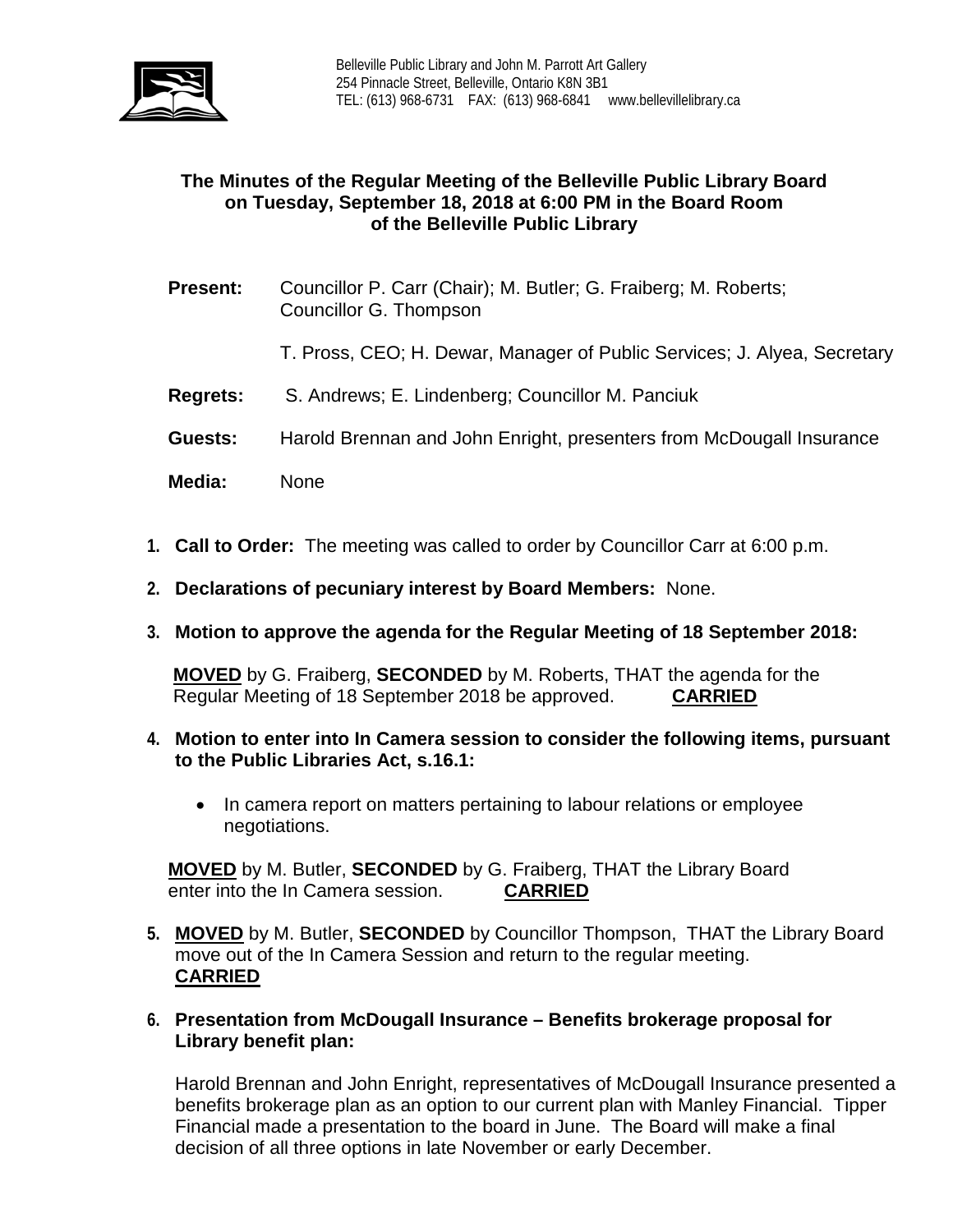Belleville Public Library and John M. Parrott Art Gallery
254 Pinnacle Street, Belleville, Ontario K8N 3B1
TEL: (613) 968-6731 FAX: (613) 968-6841 www.bellevillelibrary.ca

# The Minutes of the Regular Meeting of the Belleville Public Library Board on Tuesday, September 18, 2018 at 6:00 PM in the Board Room of the Belleville Public Library

**Present:** Councillor P. Carr (Chair); M. Butler; G. Fraiberg; M. Roberts; Councillor G. Thompson

T. Pross, CEO; H. Dewar, Manager of Public Services; J. Alyea, Secretary

**Regrets:** S. Andrews; E. Lindenberg; Councillor M. Panciuk

**Guests:** Harold Brennan and John Enright, presenters from McDougall Insurance

**Media:** None

1. **Call to Order:** The meeting was called to order by Councillor Carr at 6:00 p.m.

2. **Declarations of pecuniary interest by Board Members:** None.

3. **Motion to approve the agenda for the Regular Meeting of 18 September 2018:**

   **MOVED** by G. Fraiberg, **SECONDED** by M. Roberts, THAT the agenda for the Regular Meeting of 18 September 2018 be approved. **CARRIED**

4. **Motion to enter into In Camera session to consider the following items, pursuant to the Public Libraries Act, s.16.1:**

   - In camera report on matters pertaining to labour relations or employee negotiations.

   **MOVED** by M. Butler, **SECONDED** by G. Fraiberg, THAT the Library Board enter into the In Camera session. **CARRIED**

5. **MOVED** by M. Butler, **SECONDED** by Councillor Thompson, THAT the Library Board move out of the In Camera Session and return to the regular meeting. **CARRIED**

6. **Presentation from McDougall Insurance – Benefits brokerage proposal for Library benefit plan:**

   Harold Brennan and John Enright, representatives of McDougall Insurance presented a benefits brokerage plan as an option to our current plan with Manley Financial. Tipper Financial made a presentation to the board in June. The Board will make a final decision of all three options in late November or early December.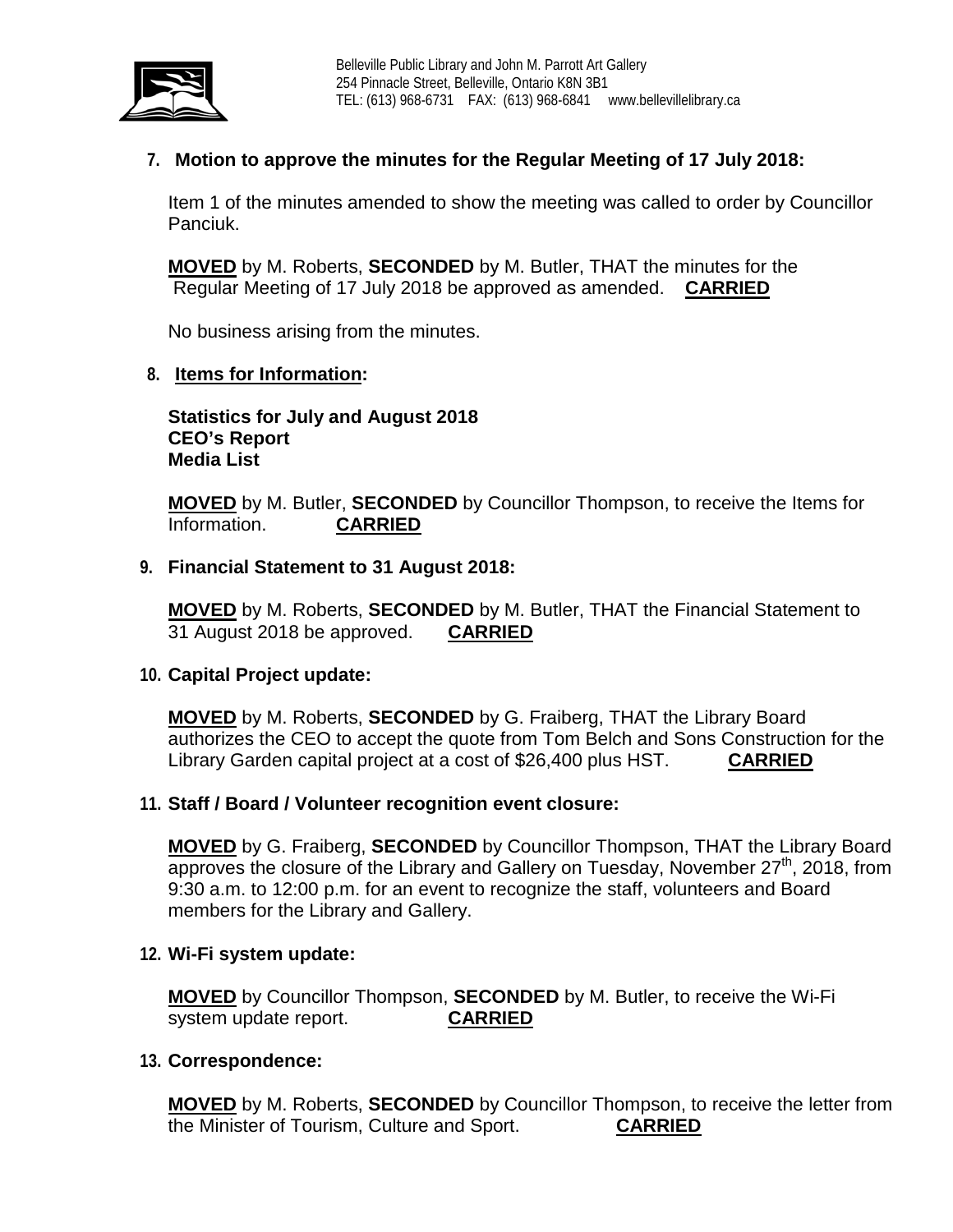**7. Motion to approve the minutes for the Regular Meeting of 17 July 2018:**

Item 1 of the minutes amended to show the meeting was called to order by Councillor Panciuk.

**MOVED** by M. Roberts, **SECONDED** by M. Butler, THAT the minutes for the Regular Meeting of 17 July 2018 be approved as amended. **CARRIED**

No business arising from the minutes.

**8. Items for Information:**

**Statistics for July and August 2018**
**CEO's Report**
**Media List**

**MOVED** by M. Butler, **SECONDED** by Councillor Thompson, to receive the Items for Information. **CARRIED**

**9. Financial Statement to 31 August 2018:**

**MOVED** by M. Roberts, **SECONDED** by M. Butler, THAT the Financial Statement to 31 August 2018 be approved. **CARRIED**

**10. Capital Project update:**

**MOVED** by M. Roberts, **SECONDED** by G. Fraiberg, THAT the Library Board authorizes the CEO to accept the quote from Tom Belch and Sons Construction for the Library Garden capital project at a cost of $26,400 plus HST. **CARRIED**

**11. Staff / Board / Volunteer recognition event closure:**

**MOVED** by G. Fraiberg, **SECONDED** by Councillor Thompson, THAT the Library Board approves the closure of the Library and Gallery on Tuesday, November 27th, 2018, from 9:30 a.m. to 12:00 p.m. for an event to recognize the staff, volunteers and Board members for the Library and Gallery.

**12. Wi-Fi system update:**

**MOVED** by Councillor Thompson, **SECONDED** by M. Butler, to receive the Wi-Fi system update report. **CARRIED**

**13. Correspondence:**

**MOVED** by M. Roberts, **SECONDED** by Councillor Thompson, to receive the letter from the Minister of Tourism, Culture and Sport. **CARRIED**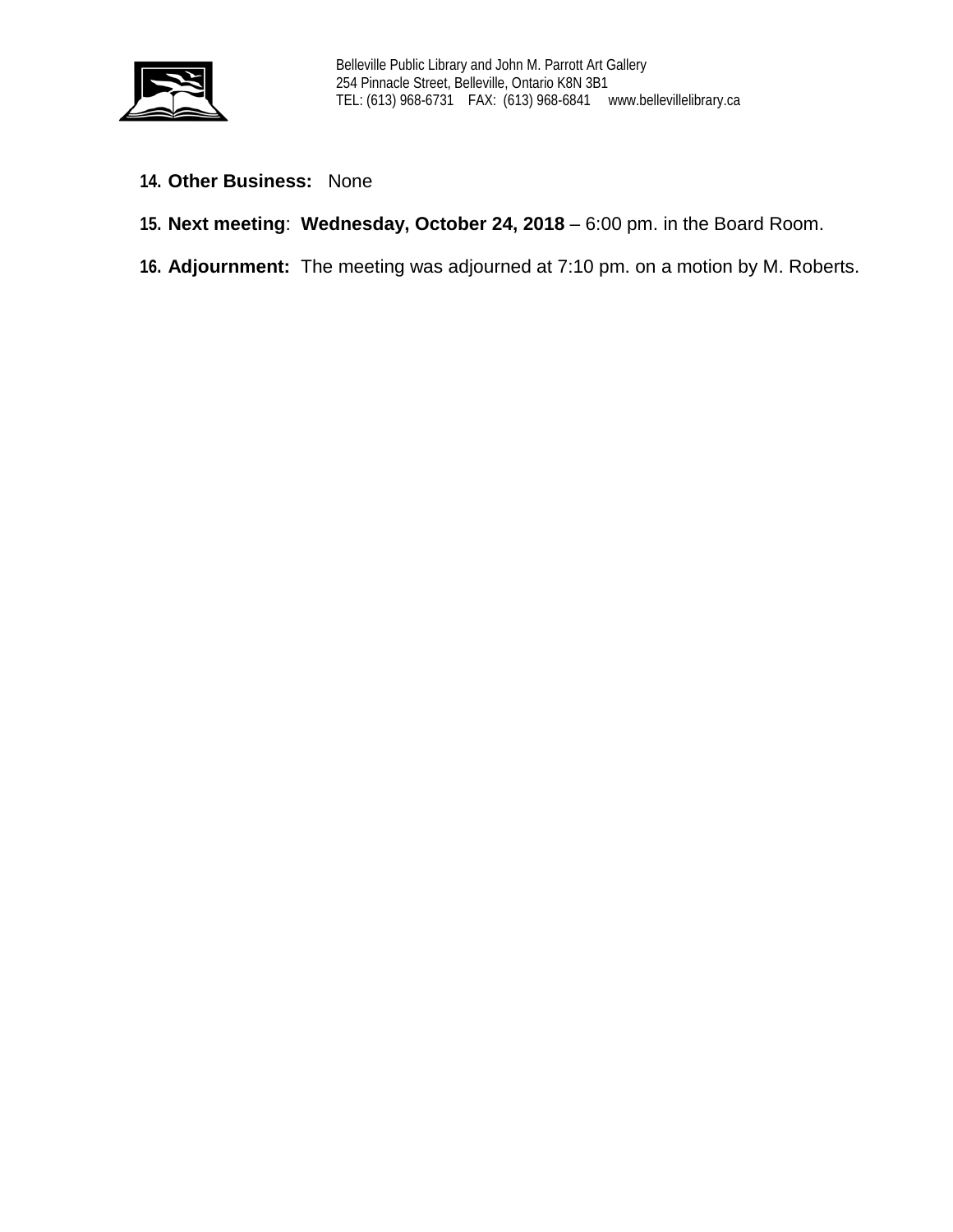Belleville Public Library and John M. Parrott Art Gallery
254 Pinnacle Street, Belleville, Ontario K8N 3B1
TEL: (613) 968-6731 FAX: (613) 968-6841 www.bellevillelibrary.ca

14. **Other Business:** None

15. **Next meeting**: **Wednesday, October 24, 2018** – 6:00 pm. in the Board Room.

16. **Adjournment:** The meeting was adjourned at 7:10 pm. on a motion by M. Roberts.